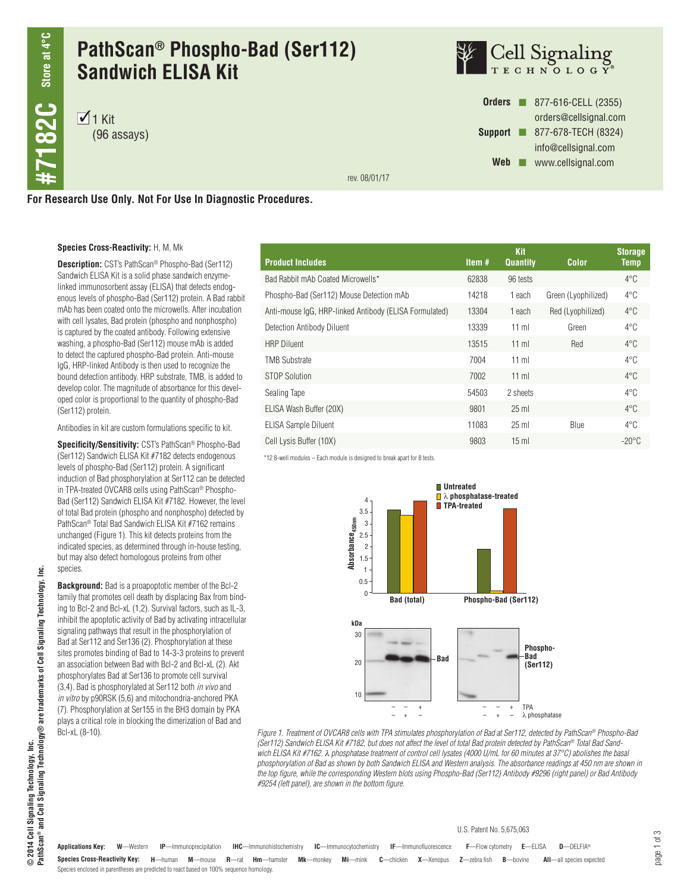# PathScan® Phospho-Bad (Ser112) Sandwich ELISA Kit

#7182C Store at 4°C

☑ 1 Kit
(96 assays)

**Orders** ■ 877-616-CELL (2355)
orders@cellsignal.com
**Support** ■ 877-678-TECH (8324)
info@cellsignal.com
**Web** ■ www.cellsignal.com

rev. 08/01/17

**For Research Use Only. Not For Use In Diagnostic Procedures.**

**Species Cross-Reactivity:** H, M, Mk

**Description:** CST's PathScan® Phospho-Bad (Ser112) Sandwich ELISA Kit is a solid phase sandwich enzyme-linked immunosorbent assay (ELISA) that detects endogenous levels of phospho-Bad (Ser112) protein. A Bad rabbit mAb has been coated onto the microwells. After incubation with cell lysates, Bad protein (phospho and nonphospho) is captured by the coated antibody. Following extensive washing, a phospho-Bad (Ser112) mouse mAb is added to detect the captured phospho-Bad protein. Anti-mouse IgG, HRP-linked Antibody is then used to recognize the bound detection antibody. HRP substrate, TMB, is added to develop color. The magnitude of absorbance for this developed color is proportional to the quantity of phospho-Bad (Ser112) protein.

Antibodies in kit are custom formulations specific to kit.

**Specificity/Sensitivity:** CST's PathScan® Phospho-Bad (Ser112) Sandwich ELISA Kit #7182 detects endogenous levels of phospho-Bad (Ser112) protein. A significant induction of Bad phosphorylation at Ser112 can be detected in TPA-treated OVCAR8 cells using PathScan® Phospho-Bad (Ser112) Sandwich ELISA Kit #7182. However, the level of total Bad protein (phospho and nonphospho) detected by PathScan® Total Bad Sandwich ELISA Kit #7162 remains unchanged (Figure 1). This kit detects proteins from the indicated species, as determined through in-house testing, but may also detect homologous proteins from other species.

**Background:** Bad is a proapoptotic member of the Bcl-2 family that promotes cell death by displacing Bax from binding to Bcl-2 and Bcl-xL (1,2). Survival factors, such as IL-3, inhibit the apoptotic activity of Bad by activating intracellular signaling pathways that result in the phosphorylation of Bad at Ser112 and Ser136 (2). Phosphorylation at these sites promotes binding of Bad to 14-3-3 proteins to prevent an association between Bad with Bcl-2 and Bcl-xL (2). Akt phosphorylates Bad at Ser136 to promote cell survival (3,4). Bad is phosphorylated at Ser112 both *in vivo* and *in vitro* by p90RSK (5,6) and mitochondria-anchored PKA (7). Phosphorylation at Ser155 in the BH3 domain by PKA plays a critical role in blocking the dimerization of Bad and Bcl-xL (8-10).

| Product Includes | Item # | Kit Quantity | Color | Storage Temp |
|---|---|---|---|---|
| Bad Rabbit mAb Coated Microwells* | 62838 | 96 tests | | 4°C |
| Phospho-Bad (Ser112) Mouse Detection mAb | 14218 | 1 each | Green (Lyophilized) | 4°C |
| Anti-mouse IgG, HRP-linked Antibody (ELISA Formulated) | 13304 | 1 each | Red (Lyophilized) | 4°C |
| Detection Antibody Diluent | 13339 | 11 ml | Green | 4°C |
| HRP Diluent | 13515 | 11 ml | Red | 4°C |
| TMB Substrate | 7004 | 11 ml | | 4°C |
| STOP Solution | 7002 | 11 ml | | 4°C |
| Sealing Tape | 54503 | 2 sheets | | 4°C |
| ELISA Wash Buffer (20X) | 9801 | 25 ml | | 4°C |
| ELISA Sample Diluent | 11083 | 25 ml | Blue | 4°C |
| Cell Lysis Buffer (10X) | 9803 | 15 ml | | -20°C |

*12 8-well modules – Each module is designed to break apart for 8 tests.

*Figure 1. Treatment of OVCAR8 cells with TPA stimulates phosphorylation of Bad at Ser112, detected by PathScan® Phospho-Bad (Ser112) Sandwich ELISA Kit #7182, but does not affect the level of total Bad protein detected by PathScan® Total Bad Sandwich ELISA Kit #7162. λ phosphatase treatment of control cell lysates (4000 U/mL for 60 minutes at 37°C) abolishes the basal phosphorylation of Bad as shown by both Sandwich ELISA and Western analysis. The absorbance readings at 450 nm are shown in the top figure, while the corresponding Western blots using Phospho-Bad (Ser112) Antibody #9296 (right panel) or Bad Antibody #9254 (left panel), are shown in the bottom figure.*

U.S. Patent No. 5,675,063

**Applications Key:** **W**—Western **IP**—Immunoprecipitation **IHC**—Immunohistochemistry **IC**—Immunocytochemistry **IF**—Immunofluorescence **F**—Flow cytometry **E**—ELISA **D**—DELFIA®

**Species Cross-Reactivity Key:** **H**—human **M**—mouse **R**—rat **Hm**—hamster **Mk**—monkey **Mi**—mink **C**—chicken **X**—Xenopus **Z**—zebra fish **B**—bovine **All**—all species expected

Species enclosed in parentheses are predicted to react based on 100% sequence homology.

© 2014 Cell Signaling Technology, Inc.
PathScan® and Cell Signaling Technology® are trademarks of Cell Signaling Technology, Inc.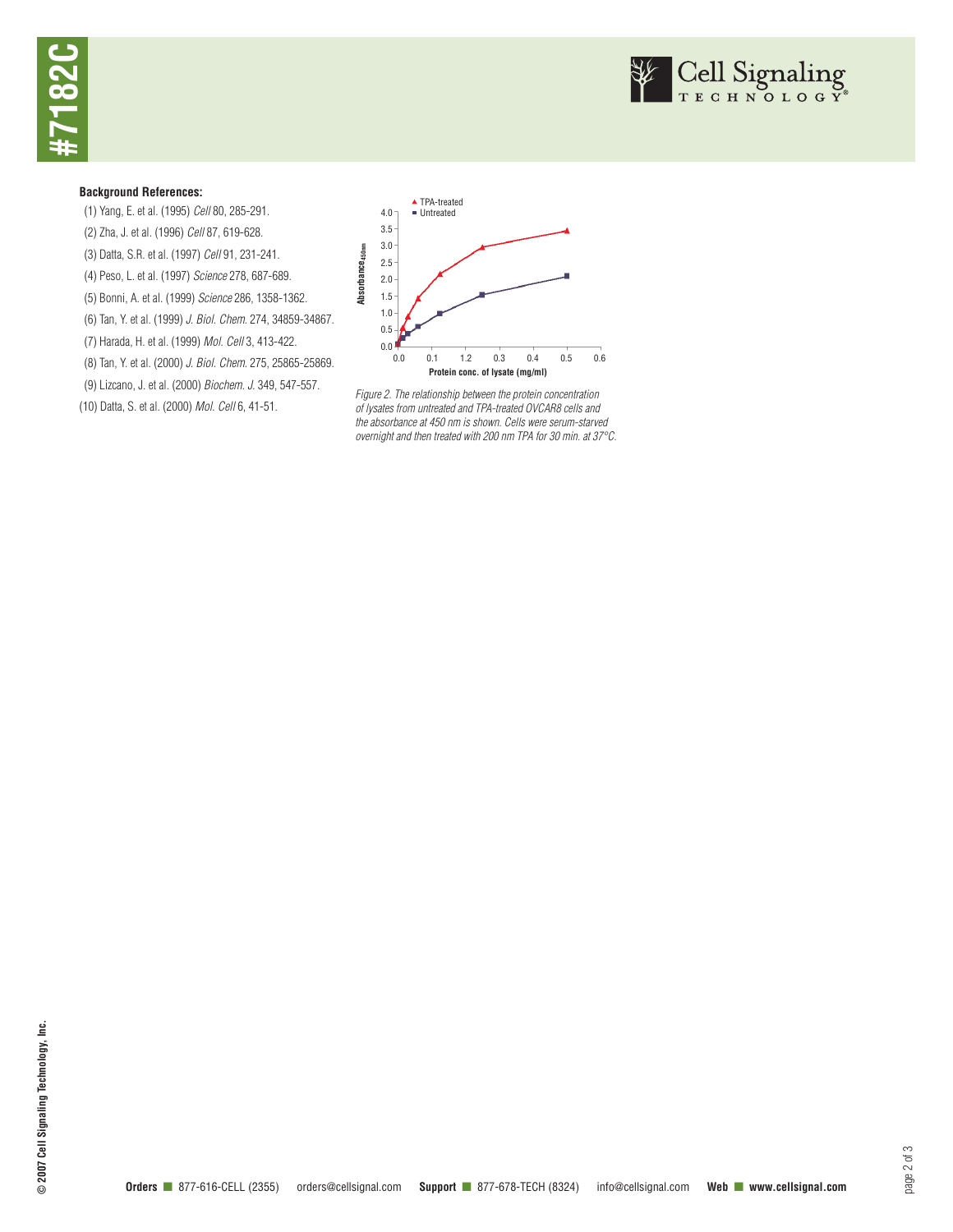**Background References:**

(1) Yang, E. et al. (1995) *Cell* 80, 285-291.

(2) Zha, J. et al. (1996) *Cell* 87, 619-628.

(3) Datta, S.R. et al. (1997) *Cell* 91, 231-241.

(4) Peso, L. et al. (1997) *Science* 278, 687-689.

(5) Bonni, A. et al. (1999) *Science* 286, 1358-1362.

(6) Tan, Y. et al. (1999) *J. Biol. Chem.* 274, 34859-34867.

(7) Harada, H. et al. (1999) *Mol. Cell* 3, 413-422.

(8) Tan, Y. et al. (2000) *J. Biol. Chem.* 275, 25865-25869.

(9) Lizcano, J. et al. (2000) *Biochem. J.* 349, 547-557.

(10) Datta, S. et al. (2000) *Mol. Cell* 6, 41-51.

*Figure 2. The relationship between the protein concentration of lysates from untreated and TPA-treated OVCAR8 cells and the absorbance at 450 nm is shown. Cells were serum-starved overnight and then treated with 200 nm TPA for 30 min. at 37°C.*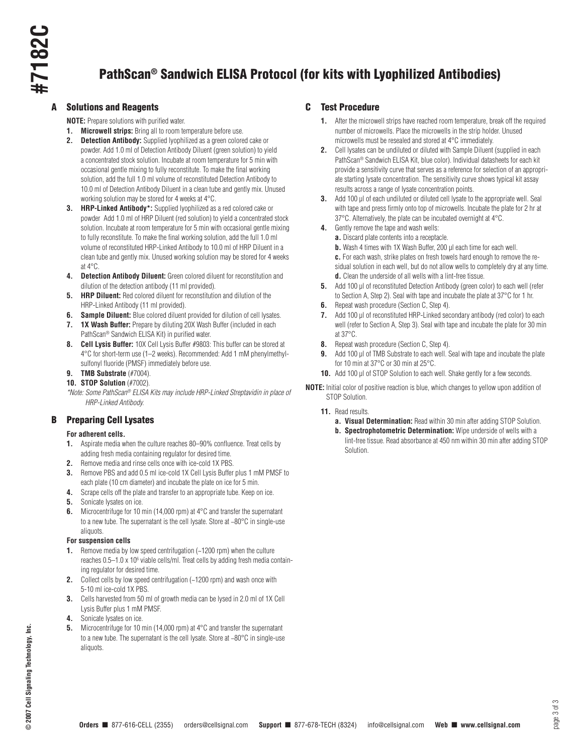# PathScan® Sandwich ELISA Protocol (for kits with Lyophilized Antibodies)

## A Solutions and Reagents

**NOTE:** Prepare solutions with purified water.

1. **Microwell strips:** Bring all to room temperature before use.
2. **Detection Antibody:** Supplied lyophilized as a green colored cake or powder. Add 1.0 ml of Detection Antibody Diluent (green solution) to yield a concentrated stock solution. Incubate at room temperature for 5 min with occasional gentle mixing to fully reconstitute. To make the final working solution, add the full 1.0 ml volume of reconstituted Detection Antibody to 10.0 ml of Detection Antibody Diluent in a clean tube and gently mix. Unused working solution may be stored for 4 weeks at 4°C.
3. **HRP-Linked Antibody*:** Supplied lyophilized as a red colored cake or powder Add 1.0 ml of HRP Diluent (red solution) to yield a concentrated stock solution. Incubate at room temperature for 5 min with occasional gentle mixing to fully reconstitute. To make the final working solution, add the full 1.0 ml volume of reconstituted HRP-Linked Antibody to 10.0 ml of HRP Diluent in a clean tube and gently mix. Unused working solution may be stored for 4 weeks at 4°C.
4. **Detection Antibody Diluent:** Green colored diluent for reconstitution and dilution of the detection antibody (11 ml provided).
5. **HRP Diluent:** Red colored diluent for reconstitution and dilution of the HRP-Linked Antibody (11 ml provided).
6. **Sample Diluent:** Blue colored diluent provided for dilution of cell lysates.
7. **1X Wash Buffer:** Prepare by diluting 20X Wash Buffer (included in each PathScan® Sandwich ELISA Kit) in purified water.
8. **Cell Lysis Buffer:** 10X Cell Lysis Buffer #9803: This buffer can be stored at 4°C for short-term use (1–2 weeks). Recommended: Add 1 mM phenylmethylsulfonyl fluoride (PMSF) immediately before use.
9. **TMB Substrate** (#7004).
10. **STOP Solution** (#7002).

*\*Note: Some PathScan® ELISA Kits may include HRP-Linked Streptavidin in place of HRP-Linked Antibody.*

## B Preparing Cell Lysates

**For adherent cells.**

1. Aspirate media when the culture reaches 80–90% confluence. Treat cells by adding fresh media containing regulator for desired time.
2. Remove media and rinse cells once with ice-cold 1X PBS.
3. Remove PBS and add 0.5 ml ice-cold 1X Cell Lysis Buffer plus 1 mM PMSF to each plate (10 cm diameter) and incubate the plate on ice for 5 min.
4. Scrape cells off the plate and transfer to an appropriate tube. Keep on ice.
5. Sonicate lysates on ice.
6. Microcentrifuge for 10 min (14,000 rpm) at 4°C and transfer the supernatant to a new tube. The supernatant is the cell lysate. Store at –80°C in single-use aliquots.

**For suspension cells**

1. Remove media by low speed centrifugation (~1200 rpm) when the culture reaches 0.5–1.0 x $10^6$ viable cells/ml. Treat cells by adding fresh media containing regulator for desired time.
2. Collect cells by low speed centrifugation (~1200 rpm) and wash once with 5-10 ml ice-cold 1X PBS.
3. Cells harvested from 50 ml of growth media can be lysed in 2.0 ml of 1X Cell Lysis Buffer plus 1 mM PMSF.
4. Sonicate lysates on ice.
5. Microcentrifuge for 10 min (14,000 rpm) at 4°C and transfer the supernatant to a new tube. The supernatant is the cell lysate. Store at –80°C in single-use aliquots.

## C Test Procedure

1. After the microwell strips have reached room temperature, break off the required number of microwells. Place the microwells in the strip holder. Unused microwells must be resealed and stored at 4°C immediately.
2. Cell lysates can be undiluted or diluted with Sample Diluent (supplied in each PathScan® Sandwich ELISA Kit, blue color). Individual datasheets for each kit provide a sensitivity curve that serves as a reference for selection of an appropriate starting lysate concentration. The sensitivity curve shows typical kit assay results across a range of lysate concentration points.
3. Add 100 µl of each undiluted or diluted cell lysate to the appropriate well. Seal with tape and press firmly onto top of microwells. Incubate the plate for 2 hr at 37°C. Alternatively, the plate can be incubated overnight at 4°C.
4. Gently remove the tape and wash wells:
   - **a.** Discard plate contents into a receptacle.
   - **b.** Wash 4 times with 1X Wash Buffer, 200 µl each time for each well.
   - **c.** For each wash, strike plates on fresh towels hard enough to remove the residual solution in each well, but do not allow wells to completely dry at any time.
   - **d.** Clean the underside of all wells with a lint-free tissue.
5. Add 100 µl of reconstituted Detection Antibody (green color) to each well (refer to Section A, Step 2). Seal with tape and incubate the plate at 37°C for 1 hr.
6. Repeat wash procedure (Section C, Step 4).
7. Add 100 µl of reconstituted HRP-Linked secondary antibody (red color) to each well (refer to Section A, Step 3). Seal with tape and incubate the plate for 30 min at 37°C.
8. Repeat wash procedure (Section C, Step 4).
9. Add 100 µl of TMB Substrate to each well. Seal with tape and incubate the plate for 10 min at 37°C or 30 min at 25°C.
10. Add 100 µl of STOP Solution to each well. Shake gently for a few seconds.

**NOTE:** Initial color of positive reaction is blue, which changes to yellow upon addition of STOP Solution.

11. Read results.
    - **a. Visual Determination:** Read within 30 min after adding STOP Solution.
    - **b. Spectrophotometric Determination:** Wipe underside of wells with a lint-free tissue. Read absorbance at 450 nm within 30 min after adding STOP Solution.